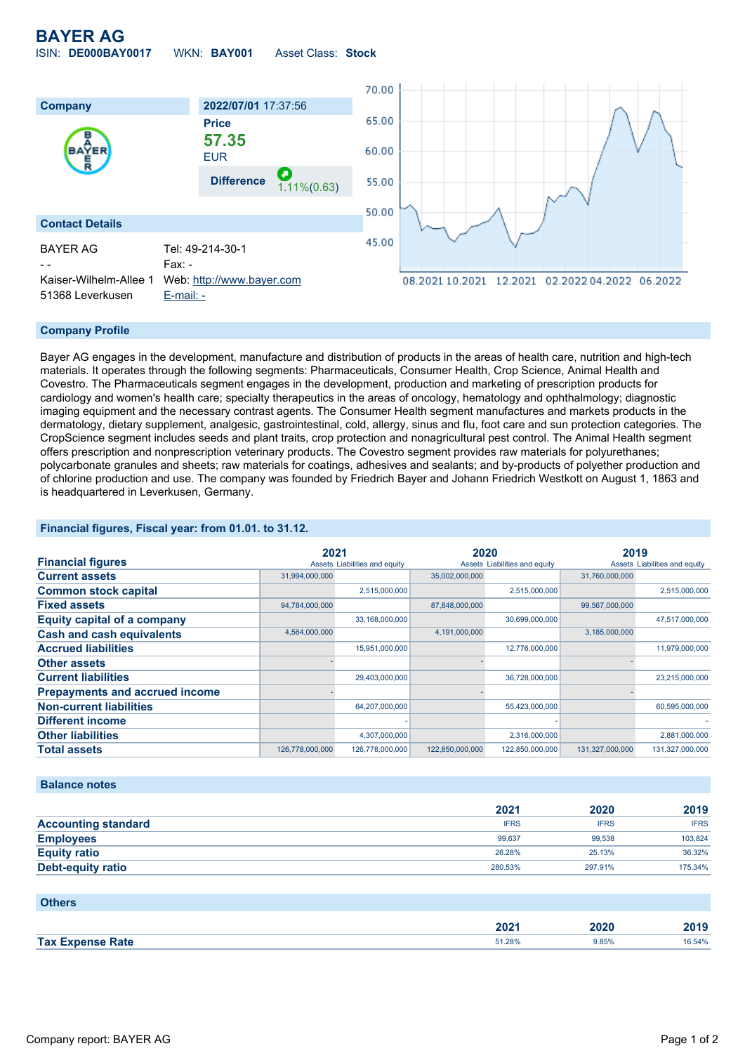# BAYER AG

ISIN: **DE000BAY0017** WKN: **BAY001** Asset Class: **Stock**

| Company | 2022/07/01 17:37:56 |
|---|---|
| | **Price** |
| | **57.35** |
| | EUR |
| | **Difference** 1.11%(0.63) |

### Contact Details

| | |
|---|---|
| BAYER AG | Tel: 49-214-30-1 |
| - - | Fax: - |
| Kaiser-Wilhelm-Allee 1 | Web: http://www.bayer.com |
| 51368 Leverkusen | E-mail: - |

### Company Profile

Bayer AG engages in the development, manufacture and distribution of products in the areas of health care, nutrition and high-tech materials. It operates through the following segments: Pharmaceuticals, Consumer Health, Crop Science, Animal Health and Covestro. The Pharmaceuticals segment engages in the development, production and marketing of prescription products for cardiology and women's health care; specialty therapeutics in the areas of oncology, hematology and ophthalmology; diagnostic imaging equipment and the necessary contrast agents. The Consumer Health segment manufactures and markets products in the dermatology, dietary supplement, analgesic, gastrointestinal, cold, allergy, sinus and flu, foot care and sun protection categories. The CropScience segment includes seeds and plant traits, crop protection and nonagricultural pest control. The Animal Health segment offers prescription and nonprescription veterinary products. The Covestro segment provides raw materials for polyurethanes; polycarbonate granules and sheets; raw materials for coatings, adhesives and sealants; and by-products of polyether production and of chlorine production and use. The company was founded by Friedrich Bayer and Johann Friedrich Westkott on August 1, 1863 and is headquartered in Leverkusen, Germany.

### Financial figures, Fiscal year: from 01.01. to 31.12.

| Financial figures | 2021 | | 2020 | | 2019 | |
|---|---|---|---|---|---|---|
| | Assets | Liabilities and equity | Assets | Liabilities and equity | Assets | Liabilities and equity |
| **Current assets** | 31,994,000,000 | | 35,002,000,000 | | 31,760,000,000 | |
| **Common stock capital** | | 2,515,000,000 | | 2,515,000,000 | | 2,515,000,000 |
| **Fixed assets** | 94,784,000,000 | | 87,848,000,000 | | 99,567,000,000 | |
| **Equity capital of a company** | | 33,168,000,000 | | 30,699,000,000 | | 47,517,000,000 |
| **Cash and cash equivalents** | 4,564,000,000 | | 4,191,000,000 | | 3,185,000,000 | |
| **Accrued liabilities** | | 15,951,000,000 | | 12,776,000,000 | | 11,979,000,000 |
| **Other assets** | - | | - | | - | |
| **Current liabilities** | | 29,403,000,000 | | 36,728,000,000 | | 23,215,000,000 |
| **Prepayments and accrued income** | - | | - | | - | |
| **Non-current liabilities** | | 64,207,000,000 | | 55,423,000,000 | | 60,595,000,000 |
| **Different income** | | - | | - | | - |
| **Other liabilities** | | 4,307,000,000 | | 2,316,000,000 | | 2,881,000,000 |
| **Total assets** | 126,778,000,000 | 126,778,000,000 | 122,850,000,000 | 122,850,000,000 | 131,327,000,000 | 131,327,000,000 |

### Balance notes

| | 2021 | 2020 | 2019 |
|---|---|---|---|
| **Accounting standard** | IFRS | IFRS | IFRS |
| **Employees** | 99,637 | 99,538 | 103,824 |
| **Equity ratio** | 26.28% | 25.13% | 36.32% |
| **Debt-equity ratio** | 280.53% | 297.91% | 175.34% |

### Others

| | 2021 | 2020 | 2019 |
|---|---|---|---|
| **Tax Expense Rate** | 51.28% | 9.85% | 16.54% |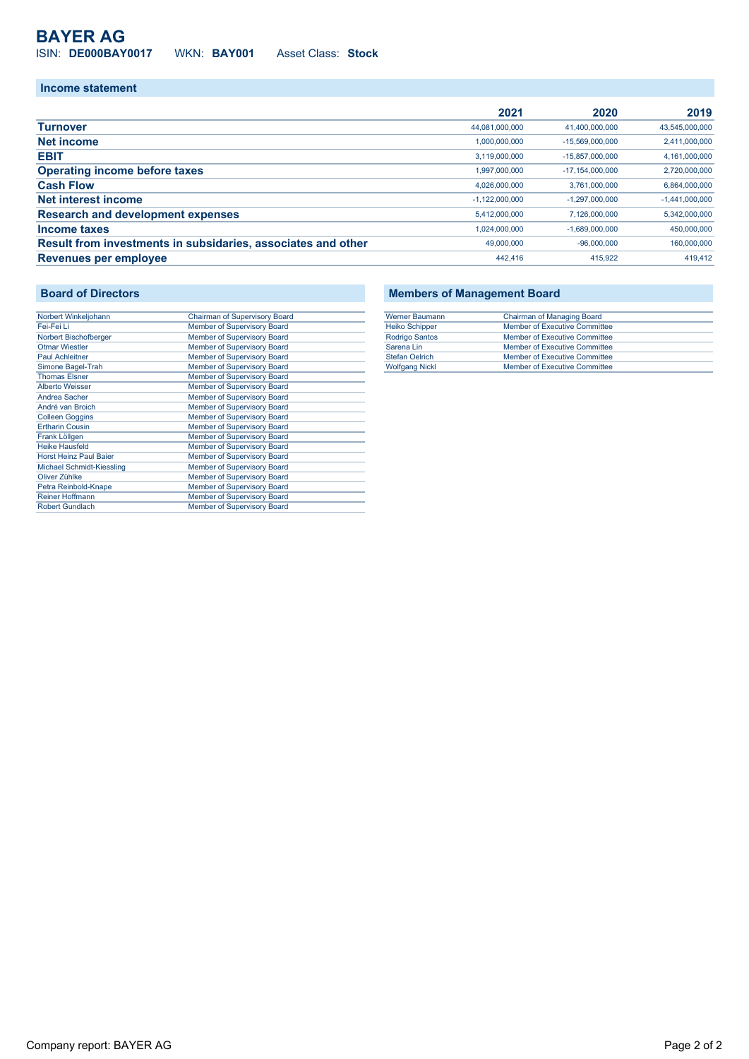# BAYER AG

ISIN: **DE000BAY0017** WKN: **BAY001** Asset Class: **Stock**

## Income statement

| | 2021 | 2020 | 2019 |
|---|---|---|---|
| **Turnover** | 44,081,000,000 | 41,400,000,000 | 43,545,000,000 |
| **Net income** | 1,000,000,000 | -15,569,000,000 | 2,411,000,000 |
| **EBIT** | 3,119,000,000 | -15,857,000,000 | 4,161,000,000 |
| **Operating income before taxes** | 1,997,000,000 | -17,154,000,000 | 2,720,000,000 |
| **Cash Flow** | 4,026,000,000 | 3,761,000,000 | 6,864,000,000 |
| **Net interest income** | -1,122,000,000 | -1,297,000,000 | -1,441,000,000 |
| **Research and development expenses** | 5,412,000,000 | 7,126,000,000 | 5,342,000,000 |
| **Income taxes** | 1,024,000,000 | -1,689,000,000 | 450,000,000 |
| **Result from investments in subsidaries, associates and other** | 49,000,000 | -96,000,000 | 160,000,000 |
| **Revenues per employee** | 442,416 | 415,922 | 419,412 |

## Board of Directors

| | |
|---|---|
| Norbert Winkeljohann | Chairman of Supervisory Board |
| Fei-Fei Li | Member of Supervisory Board |
| Norbert Bischofberger | Member of Supervisory Board |
| Otmar Wiestler | Member of Supervisory Board |
| Paul Achleitner | Member of Supervisory Board |
| Simone Bagel-Trah | Member of Supervisory Board |
| Thomas Elsner | Member of Supervisory Board |
| Alberto Weisser | Member of Supervisory Board |
| Andrea Sacher | Member of Supervisory Board |
| André van Broich | Member of Supervisory Board |
| Colleen Goggins | Member of Supervisory Board |
| Ertharin Cousin | Member of Supervisory Board |
| Frank Löllgen | Member of Supervisory Board |
| Heike Hausfeld | Member of Supervisory Board |
| Horst Heinz Paul Baier | Member of Supervisory Board |
| Michael Schmidt-Kiessling | Member of Supervisory Board |
| Oliver Zühlke | Member of Supervisory Board |
| Petra Reinbold-Knape | Member of Supervisory Board |
| Reiner Hoffmann | Member of Supervisory Board |
| Robert Gundlach | Member of Supervisory Board |

## Members of Management Board

| | |
|---|---|
| Werner Baumann | Chairman of Managing Board |
| Heiko Schipper | Member of Executive Committee |
| Rodrigo Santos | Member of Executive Committee |
| Sarena Lin | Member of Executive Committee |
| Stefan Oelrich | Member of Executive Committee |
| Wolfgang Nickl | Member of Executive Committee |